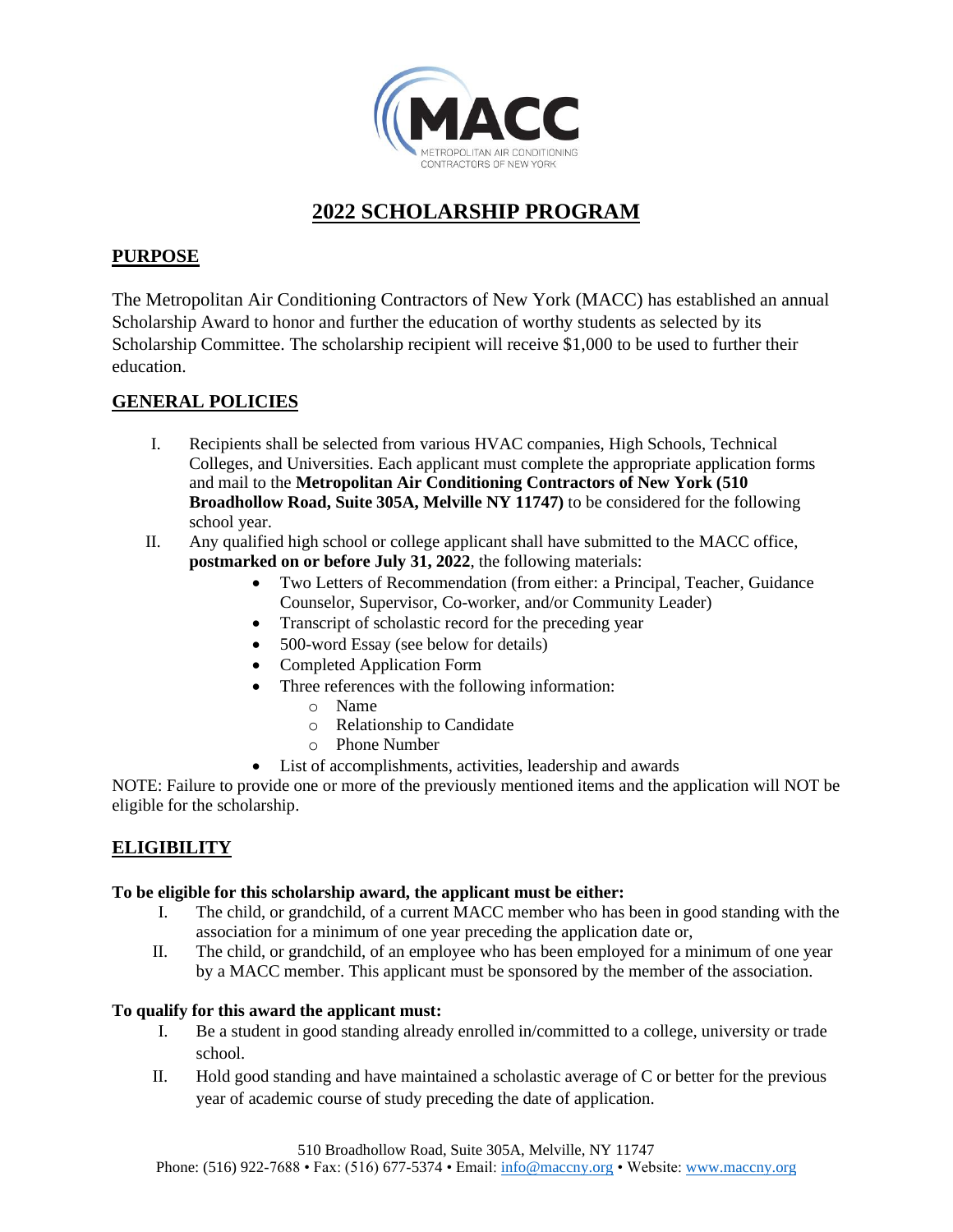MACC

METROPOLITAN AIR CONDITIONING CONTRACTORS OF NEW YORK

# 2022 SCHOLARSHIP PROGRAM

## PURPOSE

The Metropolitan Air Conditioning Contractors of New York (MACC) has established an annual Scholarship Award to honor and further the education of worthy students as selected by its Scholarship Committee. The scholarship recipient will receive $1,000 to be used to further their education.

## GENERAL POLICIES

I. Recipients shall be selected from various HVAC companies, High Schools, Technical Colleges, and Universities. Each applicant must complete the appropriate application forms and mail to the **Metropolitan Air Conditioning Contractors of New York (510 Broadhollow Road, Suite 305A, Melville NY 11747)** to be considered for the following school year.

II. Any qualified high school or college applicant shall have submitted to the MACC office, **postmarked on or before July 31, 2022**, the following materials:
   - Two Letters of Recommendation (from either: a Principal, Teacher, Guidance Counselor, Supervisor, Co-worker, and/or Community Leader)
   - Transcript of scholastic record for the preceding year
   - 500-word Essay (see below for details)
   - Completed Application Form
   - Three references with the following information:
     - Name
     - Relationship to Candidate
     - Phone Number
   - List of accomplishments, activities, leadership and awards

NOTE: Failure to provide one or more of the previously mentioned items and the application will NOT be eligible for the scholarship.

## ELIGIBILITY

**To be eligible for this scholarship award, the applicant must be either:**

I. The child, or grandchild, of a current MACC member who has been in good standing with the association for a minimum of one year preceding the application date or,

II. The child, or grandchild, of an employee who has been employed for a minimum of one year by a MACC member. This applicant must be sponsored by the member of the association.

**To qualify for this award the applicant must:**

I. Be a student in good standing already enrolled in/committed to a college, university or trade school.

II. Hold good standing and have maintained a scholastic average of C or better for the previous year of academic course of study preceding the date of application.

510 Broadhollow Road, Suite 305A, Melville, NY 11747
Phone: (516) 922-7688 • Fax: (516) 677-5374 • Email: info@maccny.org • Website: www.maccny.org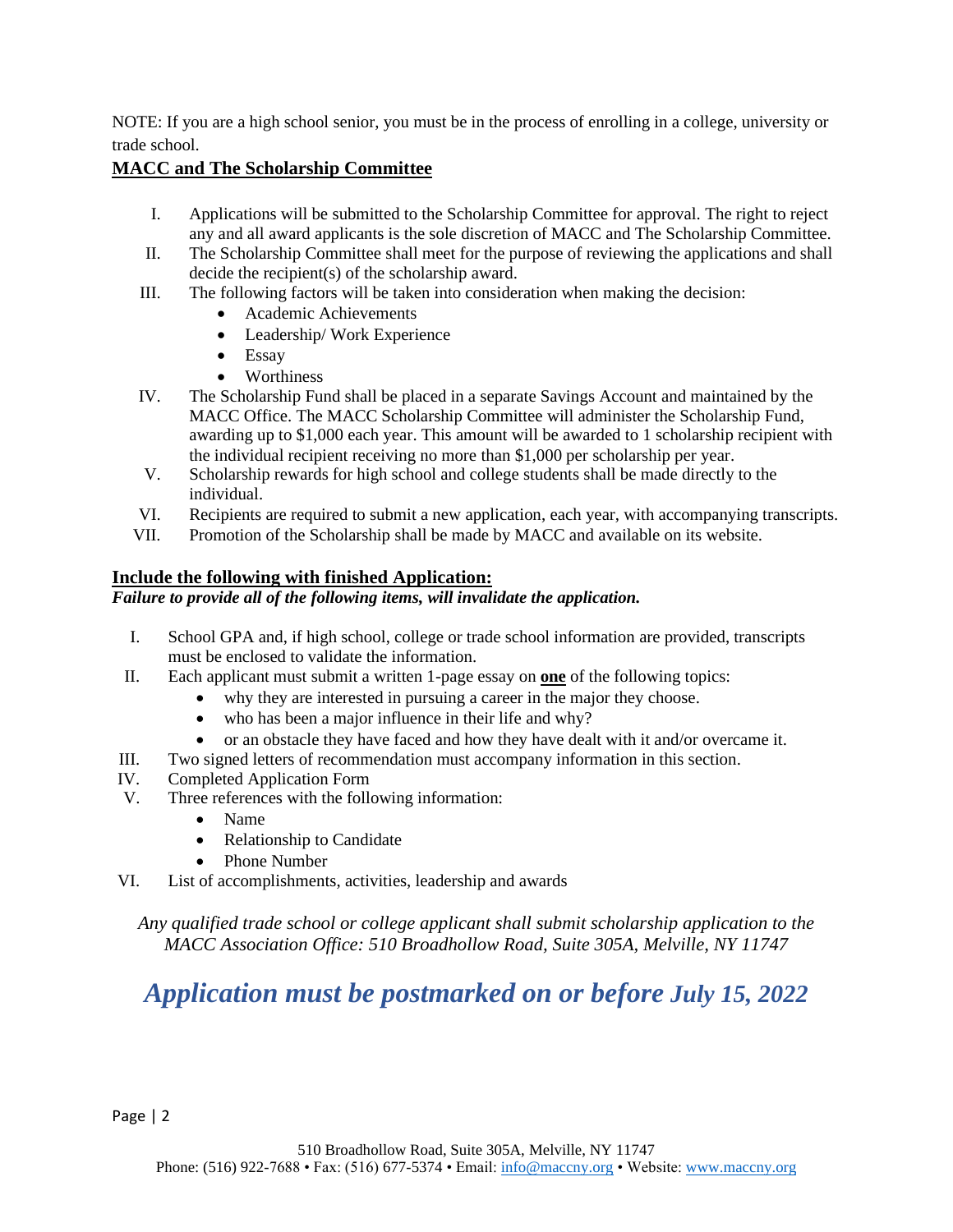NOTE: If you are a high school senior, you must be in the process of enrolling in a college, university or trade school.

**MACC and The Scholarship Committee**

I. Applications will be submitted to the Scholarship Committee for approval. The right to reject any and all award applicants is the sole discretion of MACC and The Scholarship Committee.

II. The Scholarship Committee shall meet for the purpose of reviewing the applications and shall decide the recipient(s) of the scholarship award.

III. The following factors will be taken into consideration when making the decision:
   - Academic Achievements
   - Leadership/ Work Experience
   - Essay
   - Worthiness

IV. The Scholarship Fund shall be placed in a separate Savings Account and maintained by the MACC Office. The MACC Scholarship Committee will administer the Scholarship Fund, awarding up to $1,000 each year. This amount will be awarded to 1 scholarship recipient with the individual recipient receiving no more than $1,000 per scholarship per year.

V. Scholarship rewards for high school and college students shall be made directly to the individual.

VI. Recipients are required to submit a new application, each year, with accompanying transcripts.

VII. Promotion of the Scholarship shall be made by MACC and available on its website.

**Include the following with finished Application:**

***Failure to provide all of the following items, will invalidate the application.***

I. School GPA and, if high school, college or trade school information are provided, transcripts must be enclosed to validate the information.

II. Each applicant must submit a written 1-page essay on **one** of the following topics:
   - why they are interested in pursuing a career in the major they choose.
   - who has been a major influence in their life and why?
   - or an obstacle they have faced and how they have dealt with it and/or overcame it.

III. Two signed letters of recommendation must accompany information in this section.

IV. Completed Application Form

V. Three references with the following information:
   - Name
   - Relationship to Candidate
   - Phone Number

VI. List of accomplishments, activities, leadership and awards

*Any qualified trade school or college applicant shall submit scholarship application to the MACC Association Office: 510 Broadhollow Road, Suite 305A, Melville, NY 11747*

## *Application must be postmarked on or before July 15, 2022*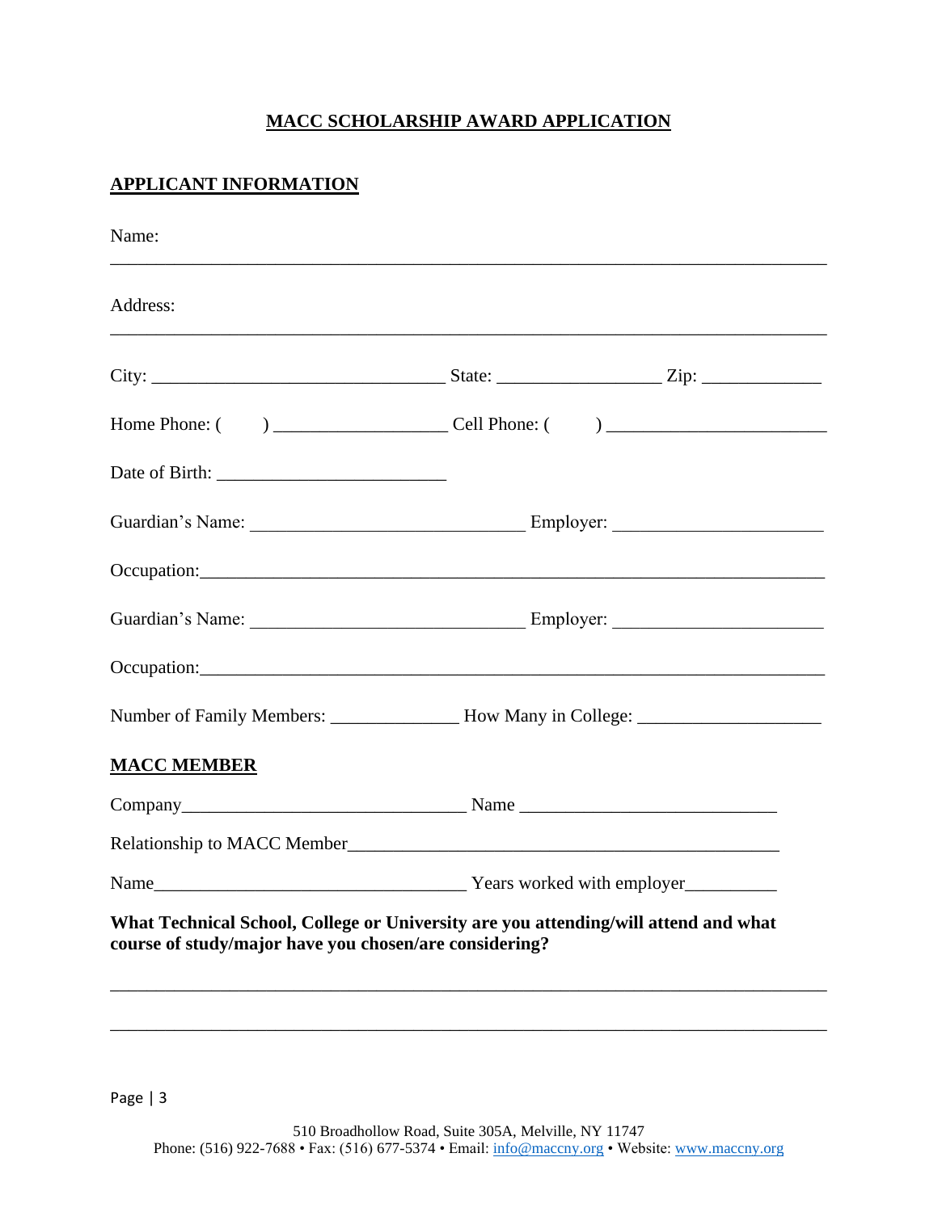# MACC SCHOLARSHIP AWARD APPLICATION

## APPLICANT INFORMATION

Name:

_______________________________________________________________________________

Address:

_______________________________________________________________________________

City: ________________________________ State: __________________ Zip: _____________

Home Phone: (      ) ___________________ Cell Phone: (      ) _______________________

Date of Birth: _________________________

Guardian's Name: ______________________________ Employer: ______________________

Occupation:_______________________________________________________________

Guardian's Name: ______________________________ Employer: ______________________

Occupation:_______________________________________________________________

Number of Family Members: ______________ How Many in College: ____________________

## MACC MEMBER

Company_______________________________ Name ____________________________

Relationship to MACC Member_________________________________________________

Name___________________________________ Years worked with employer__________

**What Technical School, College or University are you attending/will attend and what course of study/major have you chosen/are considering?**

_______________________________________________________________________________

_______________________________________________________________________________

510 Broadhollow Road, Suite 305A, Melville, NY 11747
Phone: (516) 922-7688 • Fax: (516) 677-5374 • Email: info@maccny.org • Website: www.maccny.org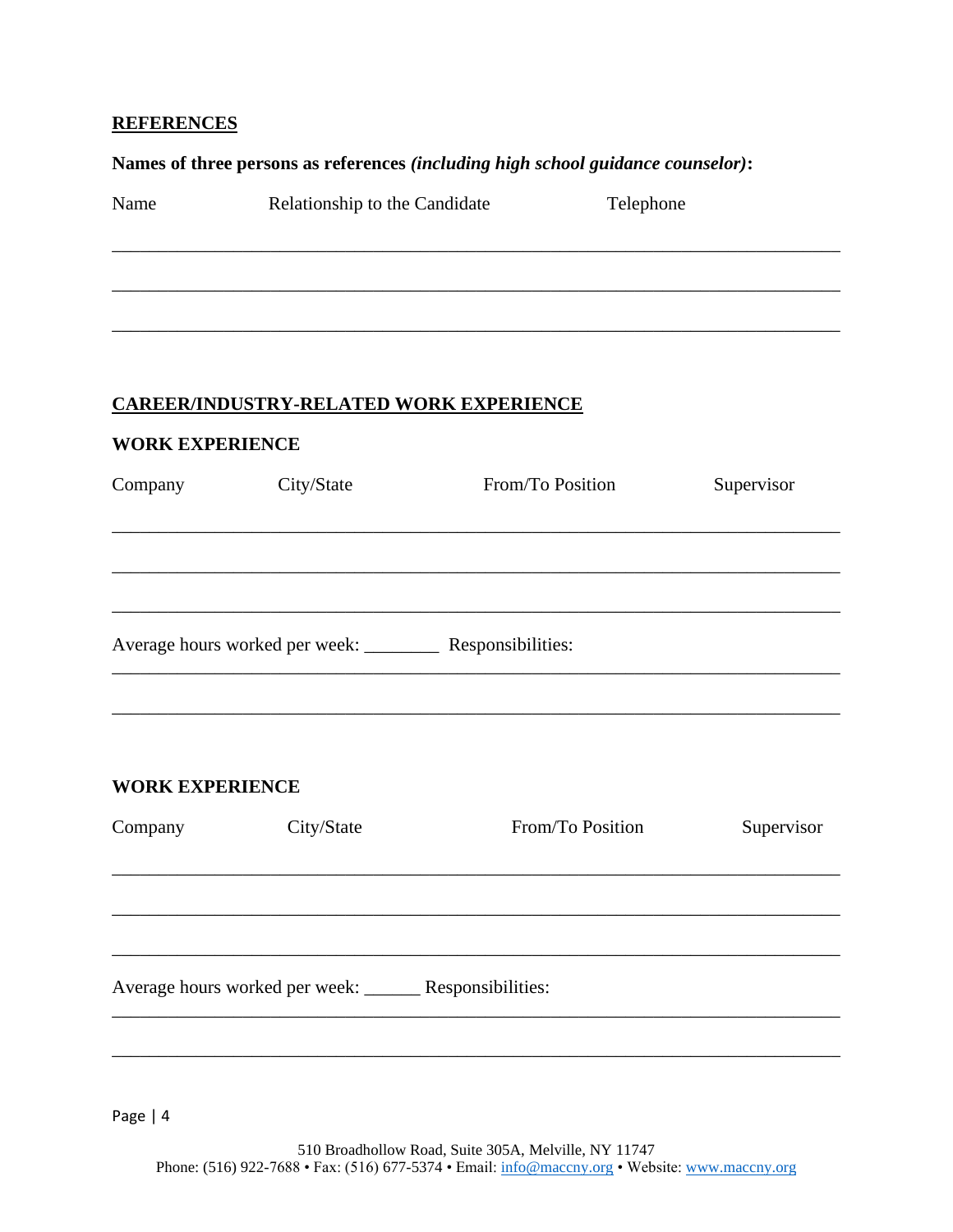## REFERENCES

**Names of three persons as references *(including high school guidance counselor)*:**

Name Relationship to the Candidate Telephone

\_\_\_\_\_\_\_\_\_\_\_\_\_\_\_\_\_\_\_\_\_\_\_\_\_\_\_\_\_\_\_\_\_\_\_\_\_\_\_\_\_\_\_\_\_\_\_\_\_\_\_\_\_\_\_\_\_\_\_\_\_\_\_\_\_\_\_\_\_\_\_\_

\_\_\_\_\_\_\_\_\_\_\_\_\_\_\_\_\_\_\_\_\_\_\_\_\_\_\_\_\_\_\_\_\_\_\_\_\_\_\_\_\_\_\_\_\_\_\_\_\_\_\_\_\_\_\_\_\_\_\_\_\_\_\_\_\_\_\_\_\_\_\_\_

\_\_\_\_\_\_\_\_\_\_\_\_\_\_\_\_\_\_\_\_\_\_\_\_\_\_\_\_\_\_\_\_\_\_\_\_\_\_\_\_\_\_\_\_\_\_\_\_\_\_\_\_\_\_\_\_\_\_\_\_\_\_\_\_\_\_\_\_\_\_\_\_

## CAREER/INDUSTRY-RELATED WORK EXPERIENCE

### WORK EXPERIENCE

Company City/State From/To Position Supervisor

\_\_\_\_\_\_\_\_\_\_\_\_\_\_\_\_\_\_\_\_\_\_\_\_\_\_\_\_\_\_\_\_\_\_\_\_\_\_\_\_\_\_\_\_\_\_\_\_\_\_\_\_\_\_\_\_\_\_\_\_\_\_\_\_\_\_\_\_\_\_\_\_

\_\_\_\_\_\_\_\_\_\_\_\_\_\_\_\_\_\_\_\_\_\_\_\_\_\_\_\_\_\_\_\_\_\_\_\_\_\_\_\_\_\_\_\_\_\_\_\_\_\_\_\_\_\_\_\_\_\_\_\_\_\_\_\_\_\_\_\_\_\_\_\_

\_\_\_\_\_\_\_\_\_\_\_\_\_\_\_\_\_\_\_\_\_\_\_\_\_\_\_\_\_\_\_\_\_\_\_\_\_\_\_\_\_\_\_\_\_\_\_\_\_\_\_\_\_\_\_\_\_\_\_\_\_\_\_\_\_\_\_\_\_\_\_\_

Average hours worked per week: \_\_\_\_\_\_\_\_ Responsibilities:

\_\_\_\_\_\_\_\_\_\_\_\_\_\_\_\_\_\_\_\_\_\_\_\_\_\_\_\_\_\_\_\_\_\_\_\_\_\_\_\_\_\_\_\_\_\_\_\_\_\_\_\_\_\_\_\_\_\_\_\_\_\_\_\_\_\_\_\_\_\_\_\_

\_\_\_\_\_\_\_\_\_\_\_\_\_\_\_\_\_\_\_\_\_\_\_\_\_\_\_\_\_\_\_\_\_\_\_\_\_\_\_\_\_\_\_\_\_\_\_\_\_\_\_\_\_\_\_\_\_\_\_\_\_\_\_\_\_\_\_\_\_\_\_\_

### WORK EXPERIENCE

Company City/State From/To Position Supervisor

\_\_\_\_\_\_\_\_\_\_\_\_\_\_\_\_\_\_\_\_\_\_\_\_\_\_\_\_\_\_\_\_\_\_\_\_\_\_\_\_\_\_\_\_\_\_\_\_\_\_\_\_\_\_\_\_\_\_\_\_\_\_\_\_\_\_\_\_\_\_\_\_

\_\_\_\_\_\_\_\_\_\_\_\_\_\_\_\_\_\_\_\_\_\_\_\_\_\_\_\_\_\_\_\_\_\_\_\_\_\_\_\_\_\_\_\_\_\_\_\_\_\_\_\_\_\_\_\_\_\_\_\_\_\_\_\_\_\_\_\_\_\_\_\_

\_\_\_\_\_\_\_\_\_\_\_\_\_\_\_\_\_\_\_\_\_\_\_\_\_\_\_\_\_\_\_\_\_\_\_\_\_\_\_\_\_\_\_\_\_\_\_\_\_\_\_\_\_\_\_\_\_\_\_\_\_\_\_\_\_\_\_\_\_\_\_\_

Average hours worked per week: \_\_\_\_\_\_ Responsibilities:

\_\_\_\_\_\_\_\_\_\_\_\_\_\_\_\_\_\_\_\_\_\_\_\_\_\_\_\_\_\_\_\_\_\_\_\_\_\_\_\_\_\_\_\_\_\_\_\_\_\_\_\_\_\_\_\_\_\_\_\_\_\_\_\_\_\_\_\_\_\_\_\_

\_\_\_\_\_\_\_\_\_\_\_\_\_\_\_\_\_\_\_\_\_\_\_\_\_\_\_\_\_\_\_\_\_\_\_\_\_\_\_\_\_\_\_\_\_\_\_\_\_\_\_\_\_\_\_\_\_\_\_\_\_\_\_\_\_\_\_\_\_\_\_\_

510 Broadhollow Road, Suite 305A, Melville, NY 11747
Phone: (516) 922-7688 • Fax: (516) 677-5374 • Email: info@maccny.org • Website: www.maccny.org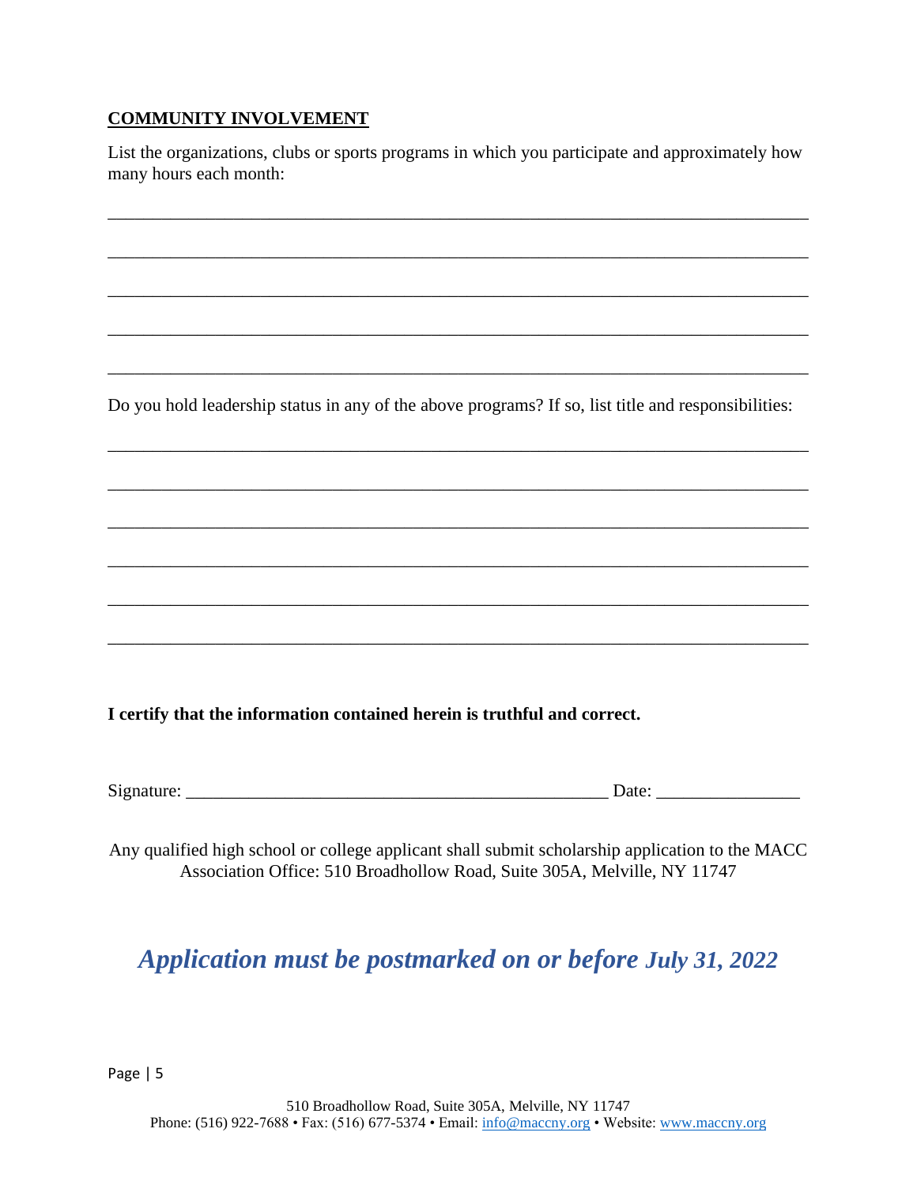**COMMUNITY INVOLVEMENT**

List the organizations, clubs or sports programs in which you participate and approximately how many hours each month:

______________________________________________________________________________

______________________________________________________________________________

______________________________________________________________________________

______________________________________________________________________________

______________________________________________________________________________

Do you hold leadership status in any of the above programs? If so, list title and responsibilities:

______________________________________________________________________________

______________________________________________________________________________

______________________________________________________________________________

______________________________________________________________________________

______________________________________________________________________________

______________________________________________________________________________

**I certify that the information contained herein is truthful and correct.**

Signature: _______________________________________________ Date: _______________

Any qualified high school or college applicant shall submit scholarship application to the MACC Association Office: 510 Broadhollow Road, Suite 305A, Melville, NY 11747

***Application must be postmarked on or before July 31, 2022***

510 Broadhollow Road, Suite 305A, Melville, NY 11747
Phone: (516) 922-7688 • Fax: (516) 677-5374 • Email: info@maccny.org • Website: www.maccny.org